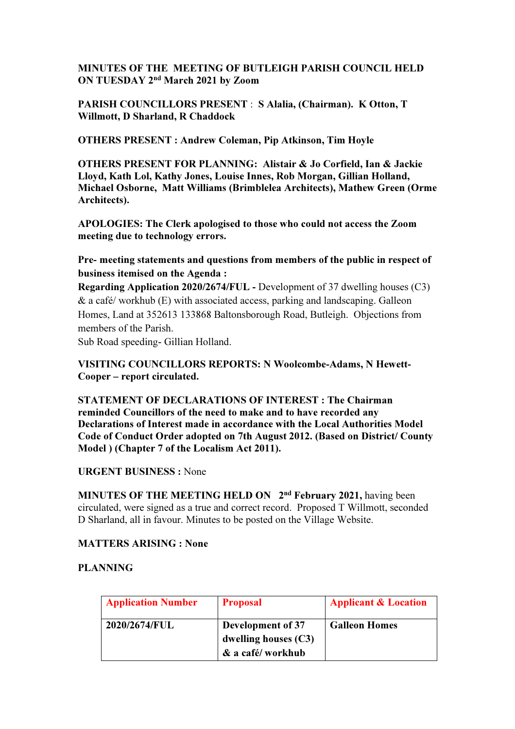**MINUTES OF THE MEETING OF BUTLEIGH PARISH COUNCIL HELD ON TUESDAY 2nd March 2021 by Zoom**

**PARISH COUNCILLORS PRESENT** : **S Alalia, (Chairman). K Otton, T Willmott, D Sharland, R Chaddock**

**OTHERS PRESENT : Andrew Coleman, Pip Atkinson, Tim Hoyle**

**OTHERS PRESENT FOR PLANNING: Alistair & Jo Corfield, Ian & Jackie Lloyd, Kath Lol, Kathy Jones, Louise Innes, Rob Morgan, Gillian Holland, Michael Osborne, Matt Williams (Brimblelea Architects), Mathew Green (Orme Architects).**

**APOLOGIES: The Clerk apologised to those who could not access the Zoom meeting due to technology errors.**

**Pre- meeting statements and questions from members of the public in respect of business itemised on the Agenda :**
**Regarding Application 2020/2674/FUL -** Development of 37 dwelling houses (C3) & a café/ workhub (E) with associated access, parking and landscaping. Galleon Homes, Land at 352613 133868 Baltonsborough Road, Butleigh. Objections from members of the Parish.
Sub Road speeding- Gillian Holland.

**VISITING COUNCILLORS REPORTS: N Woolcombe-Adams, N Hewett-Cooper – report circulated.**

**STATEMENT OF DECLARATIONS OF INTEREST : The Chairman reminded Councillors of the need to make and to have recorded any Declarations of Interest made in accordance with the Local Authorities Model Code of Conduct Order adopted on 7th August 2012. (Based on District/ County Model ) (Chapter 7 of the Localism Act 2011).**

**URGENT BUSINESS :** None

**MINUTES OF THE MEETING HELD ON 2nd February 2021,** having been circulated, were signed as a true and correct record. Proposed T Willmott, seconded D Sharland, all in favour. Minutes to be posted on the Village Website.

**MATTERS ARISING : None**

**PLANNING**

| Application Number | Proposal | Applicant & Location |
|---|---|---|
| **2020/2674/FUL** | **Development of 37 dwelling houses (C3) & a café/ workhub** | **Galleon Homes** |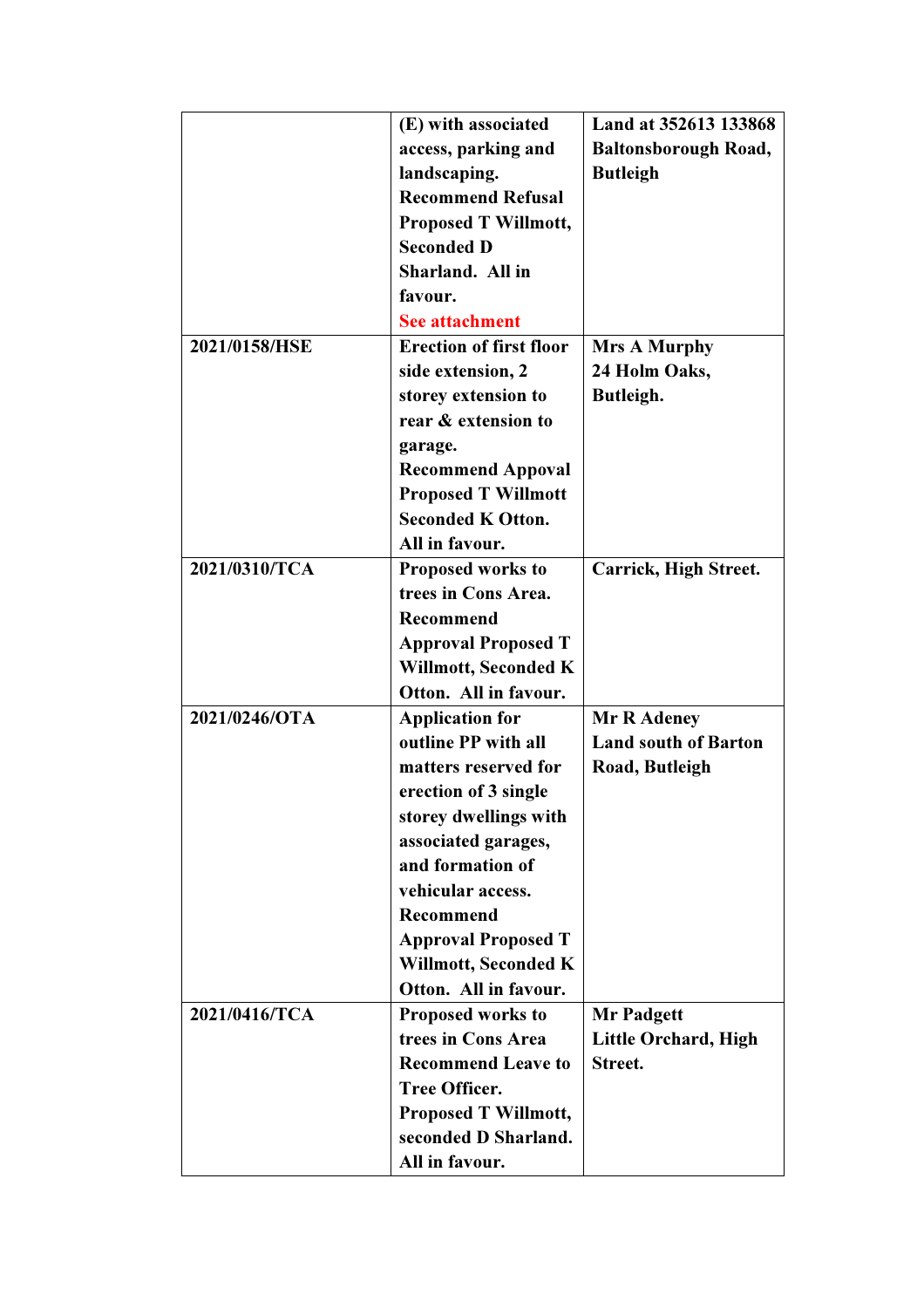| | | |
|---|---|---|
| | **(E) with associated access, parking and landscaping. Recommend Refusal Proposed T Willmott, Seconded D Sharland. All in favour.** **See attachment** | **Land at 352613 133868 Baltonsborough Road, Butleigh** |
| **2021/0158/HSE** | **Erection of first floor side extension, 2 storey extension to rear & extension to garage. Recommend Appoval Proposed T Willmott Seconded K Otton. All in favour.** | **Mrs A Murphy 24 Holm Oaks, Butleigh.** |
| **2021/0310/TCA** | **Proposed works to trees in Cons Area. Recommend Approval Proposed T Willmott, Seconded K Otton. All in favour.** | **Carrick, High Street.** |
| **2021/0246/OTA** | **Application for outline PP with all matters reserved for erection of 3 single storey dwellings with associated garages, and formation of vehicular access. Recommend Approval Proposed T Willmott, Seconded K Otton. All in favour.** | **Mr R Adeney Land south of Barton Road, Butleigh** |
| **2021/0416/TCA** | **Proposed works to trees in Cons Area Recommend Leave to Tree Officer. Proposed T Willmott, seconded D Sharland. All in favour.** | **Mr Padgett Little Orchard, High Street.** |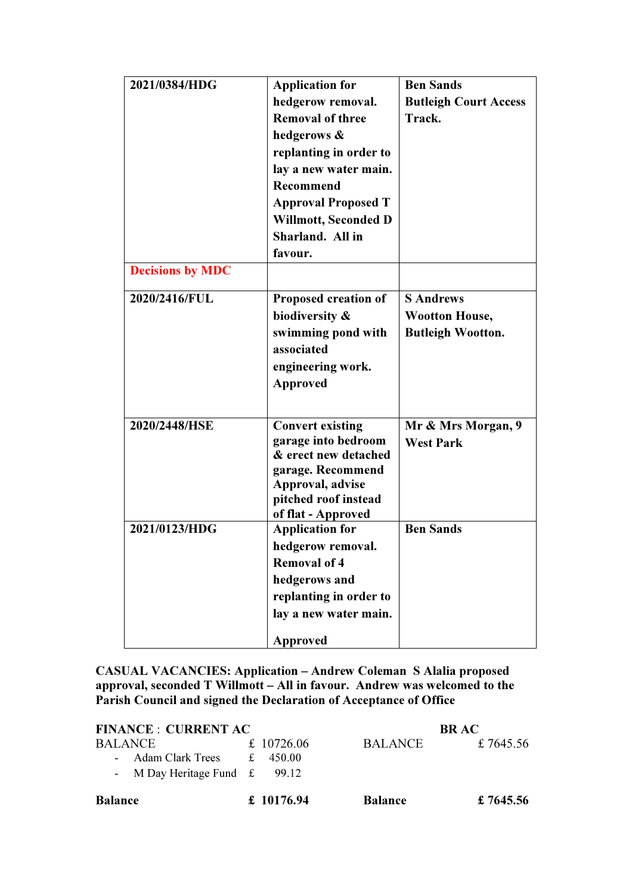| | | |
|---|---|---|
| **2021/0384/HDG** | **Application for hedgerow removal. Removal of three hedgerows & replanting in order to lay a new water main. Recommend Approval Proposed T Willmott, Seconded D Sharland. All in favour.** | **Ben Sands Butleigh Court Access Track.** |
| **Decisions by MDC** | | |
| **2020/2416/FUL** | **Proposed creation of biodiversity & swimming pond with associated engineering work. Approved** | **S Andrews Wootton House, Butleigh Wootton.** |
| **2020/2448/HSE** | **Convert existing garage into bedroom & erect new detached garage. Recommend Approval, advise pitched roof instead of flat - Approved** | **Mr & Mrs Morgan, 9 West Park** |
| **2021/0123/HDG** | **Application for hedgerow removal. Removal of 4 hedgerows and replanting in order to lay a new water main. Approved** | **Ben Sands** |

**CASUAL VACANCIES: Application – Andrew Coleman S Alalia proposed approval, seconded T Willmott – All in favour. Andrew was welcomed to the Parish Council and signed the Declaration of Acceptance of Office**

| **FINANCE : CURRENT AC** | | | **BR AC** |
|---|---|---|---|
| BALANCE | £ 10726.06 | BALANCE | £ 7645.56 |
| - Adam Clark Trees | £ 450.00 | | |
| - M Day Heritage Fund | £ 99.12 | | |
| **Balance** | **£ 10176.94** | **Balance** | **£ 7645.56** |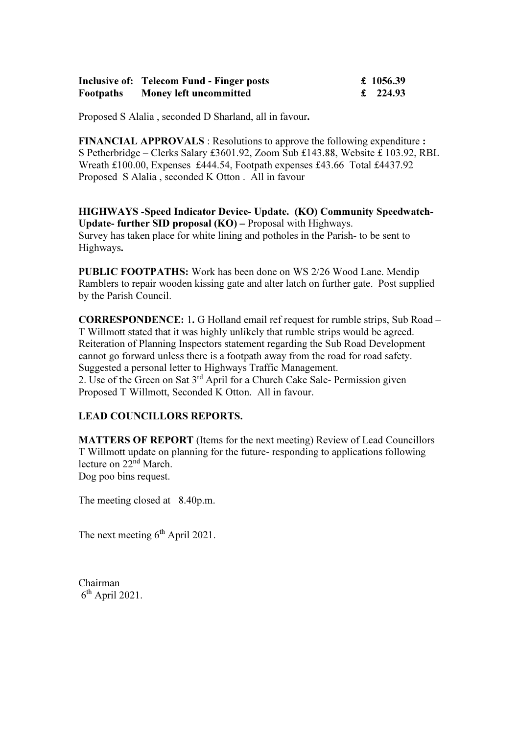| | | |
|---|---|---|
| **Inclusive of:** | **Telecom Fund - Finger posts** | **£ 1056.39** |
| **Footpaths** | **Money left uncommitted** | **£ 224.93** |

Proposed S Alalia , seconded D Sharland, all in favour**.**

**FINANCIAL APPROVALS** : Resolutions to approve the following expenditure **:** S Petherbridge – Clerks Salary £3601.92, Zoom Sub £143.88, Website £ 103.92, RBL Wreath £100.00, Expenses £444.54, Footpath expenses £43.66 Total £4437.92 Proposed S Alalia , seconded K Otton . All in favour

**HIGHWAYS -Speed Indicator Device- Update. (KO) Community Speedwatch-Update- further SID proposal (KO) –** Proposal with Highways. Survey has taken place for white lining and potholes in the Parish- to be sent to Highways**.**

**PUBLIC FOOTPATHS:** Work has been done on WS 2/26 Wood Lane. Mendip Ramblers to repair wooden kissing gate and alter latch on further gate. Post supplied by the Parish Council.

**CORRESPONDENCE:** 1**.** G Holland email ref request for rumble strips, Sub Road – T Willmott stated that it was highly unlikely that rumble strips would be agreed. Reiteration of Planning Inspectors statement regarding the Sub Road Development cannot go forward unless there is a footpath away from the road for road safety. Suggested a personal letter to Highways Traffic Management.
2. Use of the Green on Sat 3rd April for a Church Cake Sale- Permission given Proposed T Willmott, Seconded K Otton. All in favour.

**LEAD COUNCILLORS REPORTS.**

**MATTERS OF REPORT** (Items for the next meeting) Review of Lead Councillors T Willmott update on planning for the future- responding to applications following lecture on 22nd March.
Dog poo bins request.

The meeting closed at 8.40p.m.

The next meeting 6th April 2021.

Chairman
6th April 2021.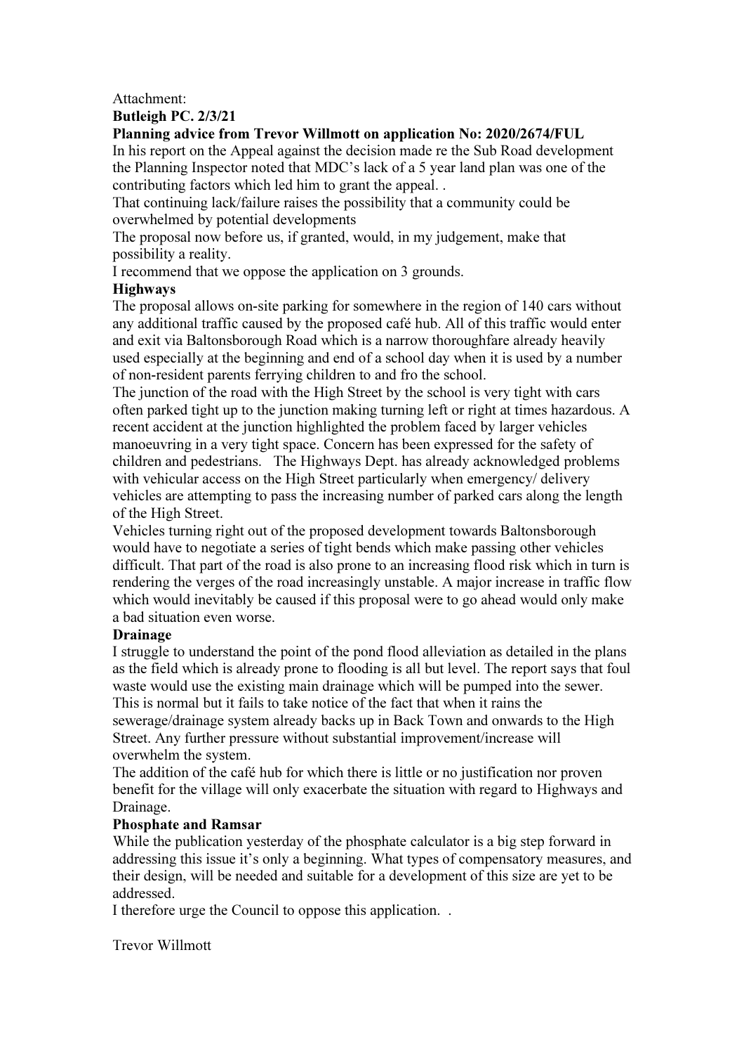Attachment:

**Butleigh PC. 2/3/21**

**Planning advice from Trevor Willmott on application No: 2020/2674/FUL**

In his report on the Appeal against the decision made re the Sub Road development the Planning Inspector noted that MDC's lack of a 5 year land plan was one of the contributing factors which led him to grant the appeal. .

That continuing lack/failure raises the possibility that a community could be overwhelmed by potential developments

The proposal now before us, if granted, would, in my judgement, make that possibility a reality.

I recommend that we oppose the application on 3 grounds.

**Highways**

The proposal allows on-site parking for somewhere in the region of 140 cars without any additional traffic caused by the proposed café hub. All of this traffic would enter and exit via Baltonsborough Road which is a narrow thoroughfare already heavily used especially at the beginning and end of a school day when it is used by a number of non-resident parents ferrying children to and fro the school.

The junction of the road with the High Street by the school is very tight with cars often parked tight up to the junction making turning left or right at times hazardous. A recent accident at the junction highlighted the problem faced by larger vehicles manoeuvring in a very tight space. Concern has been expressed for the safety of children and pedestrians. The Highways Dept. has already acknowledged problems with vehicular access on the High Street particularly when emergency/ delivery vehicles are attempting to pass the increasing number of parked cars along the length of the High Street.

Vehicles turning right out of the proposed development towards Baltonsborough would have to negotiate a series of tight bends which make passing other vehicles difficult. That part of the road is also prone to an increasing flood risk which in turn is rendering the verges of the road increasingly unstable. A major increase in traffic flow which would inevitably be caused if this proposal were to go ahead would only make a bad situation even worse.

**Drainage**

I struggle to understand the point of the pond flood alleviation as detailed in the plans as the field which is already prone to flooding is all but level. The report says that foul waste would use the existing main drainage which will be pumped into the sewer. This is normal but it fails to take notice of the fact that when it rains the sewerage/drainage system already backs up in Back Town and onwards to the High Street. Any further pressure without substantial improvement/increase will overwhelm the system.

The addition of the café hub for which there is little or no justification nor proven benefit for the village will only exacerbate the situation with regard to Highways and Drainage.

**Phosphate and Ramsar**

While the publication yesterday of the phosphate calculator is a big step forward in addressing this issue it's only a beginning. What types of compensatory measures, and their design, will be needed and suitable for a development of this size are yet to be addressed.

I therefore urge the Council to oppose this application. .

Trevor Willmott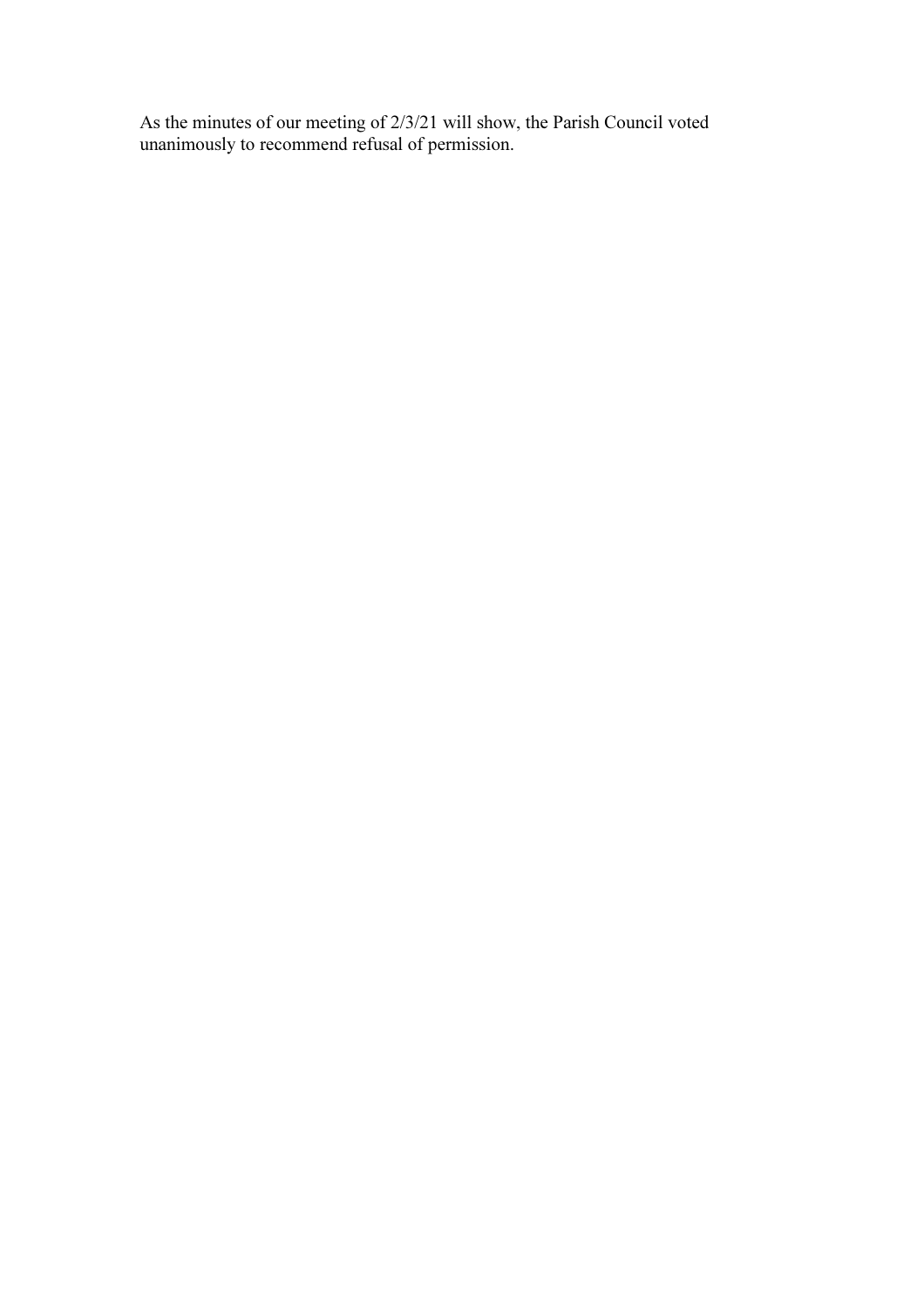As the minutes of our meeting of 2/3/21 will show, the Parish Council voted unanimously to recommend refusal of permission.